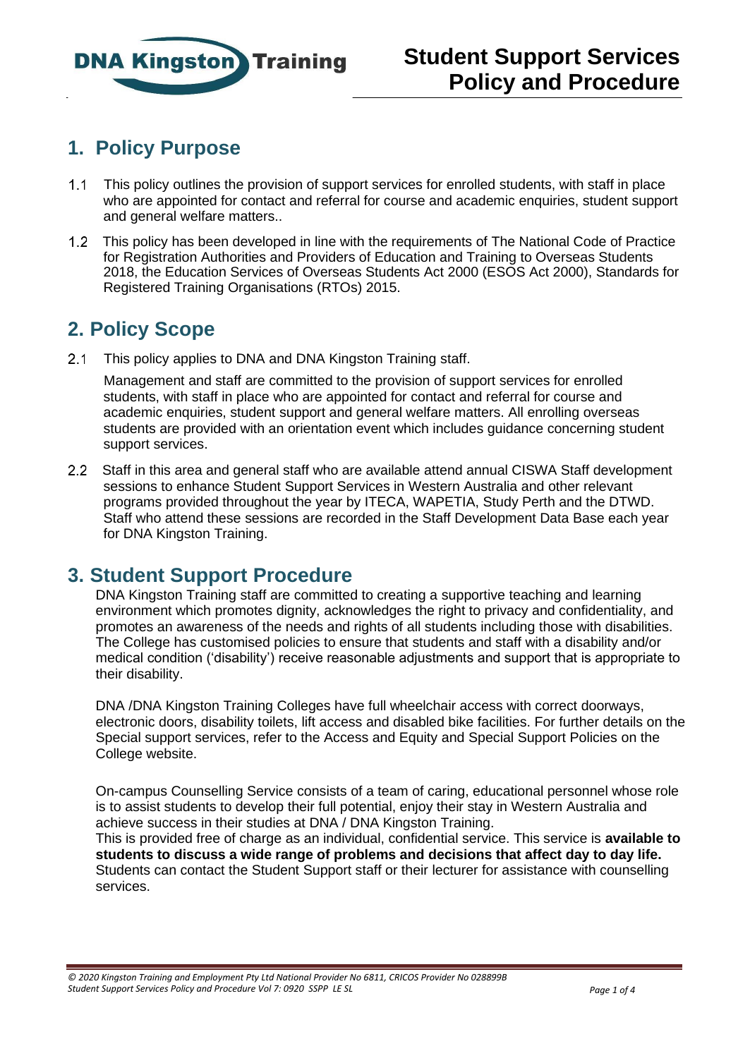# Student Support Services Policy and Procedure

## 1. Policy Purpose

1.1 This policy outlines the provision of support services for enrolled students, with staff in place who are appointed for contact and referral for course and academic enquiries, student support and general welfare matters..

1.2 This policy has been developed in line with the requirements of The National Code of Practice for Registration Authorities and Providers of Education and Training to Overseas Students 2018, the Education Services of Overseas Students Act 2000 (ESOS Act 2000), Standards for Registered Training Organisations (RTOs) 2015.

## 2. Policy Scope

2.1 This policy applies to DNA and DNA Kingston Training staff.

Management and staff are committed to the provision of support services for enrolled students, with staff in place who are appointed for contact and referral for course and academic enquiries, student support and general welfare matters. All enrolling overseas students are provided with an orientation event which includes guidance concerning student support services.

2.2 Staff in this area and general staff who are available attend annual CISWA Staff development sessions to enhance Student Support Services in Western Australia and other relevant programs provided throughout the year by ITECA, WAPETIA, Study Perth and the DTWD. Staff who attend these sessions are recorded in the Staff Development Data Base each year for DNA Kingston Training.

## 3. Student Support Procedure

DNA Kingston Training staff are committed to creating a supportive teaching and learning environment which promotes dignity, acknowledges the right to privacy and confidentiality, and promotes an awareness of the needs and rights of all students including those with disabilities. The College has customised policies to ensure that students and staff with a disability and/or medical condition ('disability') receive reasonable adjustments and support that is appropriate to their disability.

DNA /DNA Kingston Training Colleges have full wheelchair access with correct doorways, electronic doors, disability toilets, lift access and disabled bike facilities. For further details on the Special support services, refer to the Access and Equity and Special Support Policies on the College website.

On-campus Counselling Service consists of a team of caring, educational personnel whose role is to assist students to develop their full potential, enjoy their stay in Western Australia and achieve success in their studies at DNA / DNA Kingston Training.
This is provided free of charge as an individual, confidential service. This service is **available to students to discuss a wide range of problems and decisions that affect day to day life.** Students can contact the Student Support staff or their lecturer for assistance with counselling services.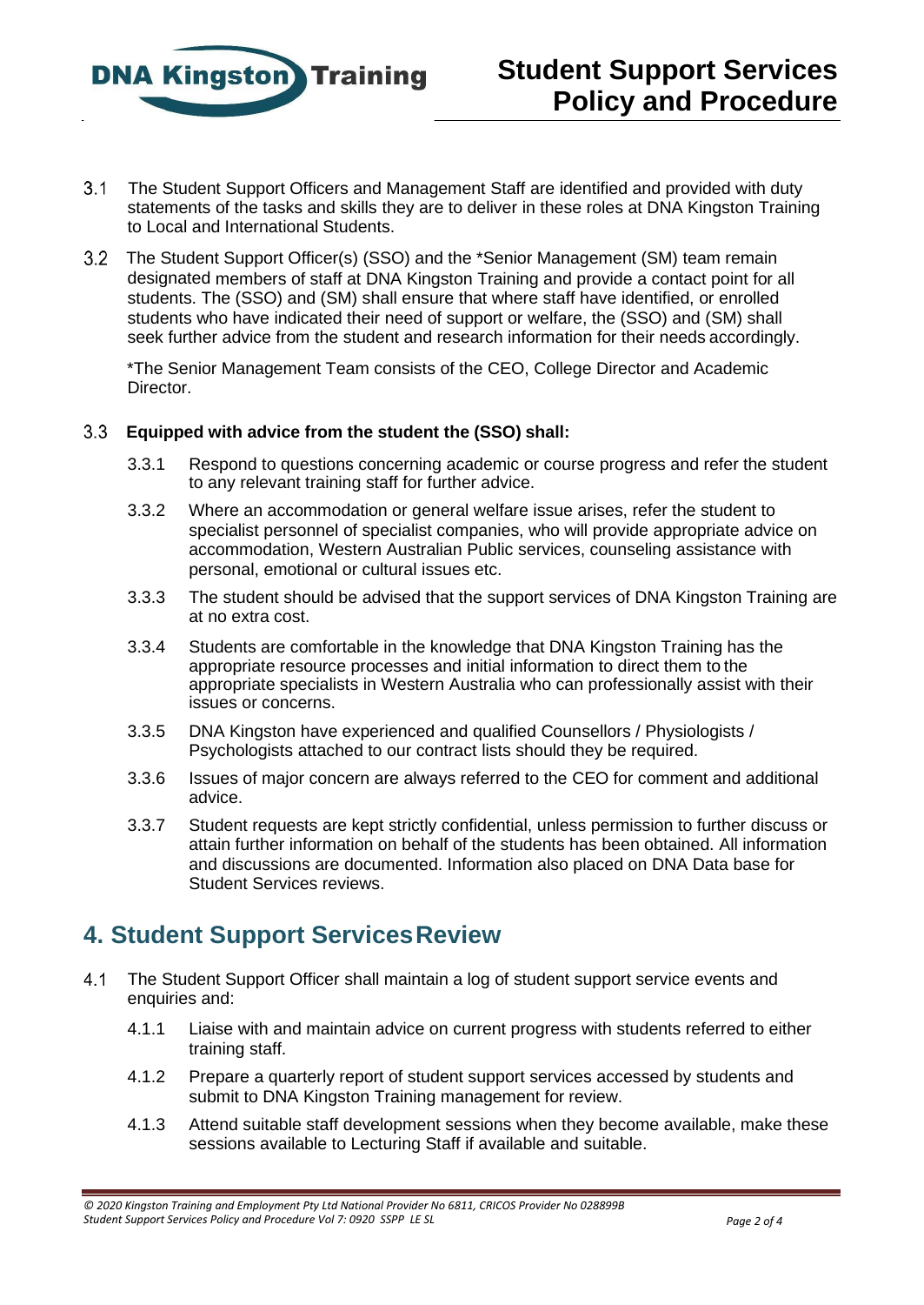3.1 The Student Support Officers and Management Staff are identified and provided with duty statements of the tasks and skills they are to deliver in these roles at DNA Kingston Training to Local and International Students.

3.2 The Student Support Officer(s) (SSO) and the *Senior Management (SM) team remain designated members of staff at DNA Kingston Training and provide a contact point for all students. The (SSO) and (SM) shall ensure that where staff have identified, or enrolled students who have indicated their need of support or welfare, the (SSO) and (SM) shall seek further advice from the student and research information for their needs accordingly.

*The Senior Management Team consists of the CEO, College Director and Academic Director.

3.3 **Equipped with advice from the student the (SSO) shall:**

3.3.1 Respond to questions concerning academic or course progress and refer the student to any relevant training staff for further advice.

3.3.2 Where an accommodation or general welfare issue arises, refer the student to specialist personnel of specialist companies, who will provide appropriate advice on accommodation, Western Australian Public services, counseling assistance with personal, emotional or cultural issues etc.

3.3.3 The student should be advised that the support services of DNA Kingston Training are at no extra cost.

3.3.4 Students are comfortable in the knowledge that DNA Kingston Training has the appropriate resource processes and initial information to direct them to the appropriate specialists in Western Australia who can professionally assist with their issues or concerns.

3.3.5 DNA Kingston have experienced and qualified Counsellors / Physiologists / Psychologists attached to our contract lists should they be required.

3.3.6 Issues of major concern are always referred to the CEO for comment and additional advice.

3.3.7 Student requests are kept strictly confidential, unless permission to further discuss or attain further information on behalf of the students has been obtained. All information and discussions are documented. Information also placed on DNA Data base for Student Services reviews.

## 4. Student Support Services Review

4.1 The Student Support Officer shall maintain a log of student support service events and enquiries and:

4.1.1 Liaise with and maintain advice on current progress with students referred to either training staff.

4.1.2 Prepare a quarterly report of student support services accessed by students and submit to DNA Kingston Training management for review.

4.1.3 Attend suitable staff development sessions when they become available, make these sessions available to Lecturing Staff if available and suitable.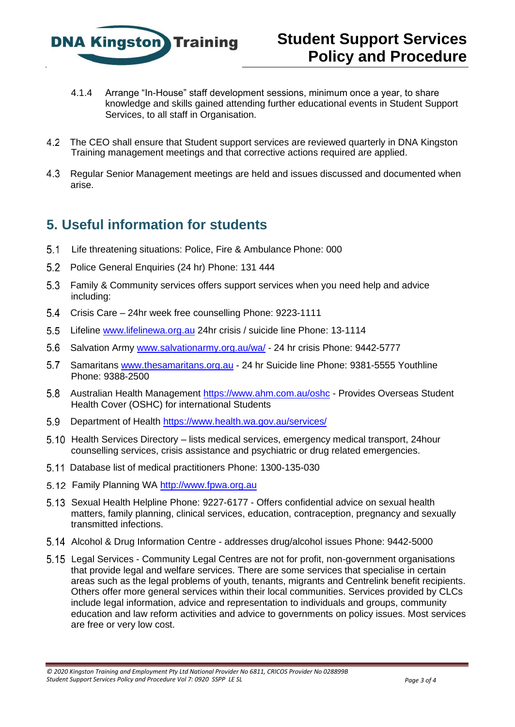4.1.4 Arrange “In-House” staff development sessions, minimum once a year, to share knowledge and skills gained attending further educational events in Student Support Services, to all staff in Organisation.

4.2 The CEO shall ensure that Student support services are reviewed quarterly in DNA Kingston Training management meetings and that corrective actions required are applied.

4.3 Regular Senior Management meetings are held and issues discussed and documented when arise.

## 5. Useful information for students

5.1 Life threatening situations: Police, Fire & Ambulance Phone: 000

5.2 Police General Enquiries (24 hr) Phone: 131 444

5.3 Family & Community services offers support services when you need help and advice including:

5.4 Crisis Care – 24hr week free counselling Phone: 9223-1111

5.5 Lifeline [www.lifelinewa.org.au](http://www.lifelinewa.org.au) 24hr crisis / suicide line Phone: 13-1114

5.6 Salvation Army [www.salvationarmy.org.au/wa/](http://www.salvationarmy.org.au/wa/) - 24 hr crisis Phone: 9442-5777

5.7 Samaritans [www.thesamaritans.org.au](http://www.thesamaritans.org.au) - 24 hr Suicide line Phone: 9381-5555 Youthline Phone: 9388-2500

5.8 Australian Health Management [https://www.ahm.com.au/oshc](https://www.ahm.com.au/oshc) - Provides Overseas Student Health Cover (OSHC) for international Students

5.9 Department of Health [https://www.health.wa.gov.au/services/](https://www.health.wa.gov.au/services/)

5.10 Health Services Directory – lists medical services, emergency medical transport, 24hour counselling services, crisis assistance and psychiatric or drug related emergencies.

5.11 Database list of medical practitioners Phone: 1300-135-030

5.12 Family Planning WA [http://www.fpwa.org.au](http://www.fpwa.org.au)

5.13 Sexual Health Helpline Phone: 9227-6177 - Offers confidential advice on sexual health matters, family planning, clinical services, education, contraception, pregnancy and sexually transmitted infections.

5.14 Alcohol & Drug Information Centre - addresses drug/alcohol issues Phone: 9442-5000

5.15 Legal Services - Community Legal Centres are not for profit, non-government organisations that provide legal and welfare services. There are some services that specialise in certain areas such as the legal problems of youth, tenants, migrants and Centrelink benefit recipients. Others offer more general services within their local communities. Services provided by CLCs include legal information, advice and representation to individuals and groups, community education and law reform activities and advice to governments on policy issues. Most services are free or very low cost.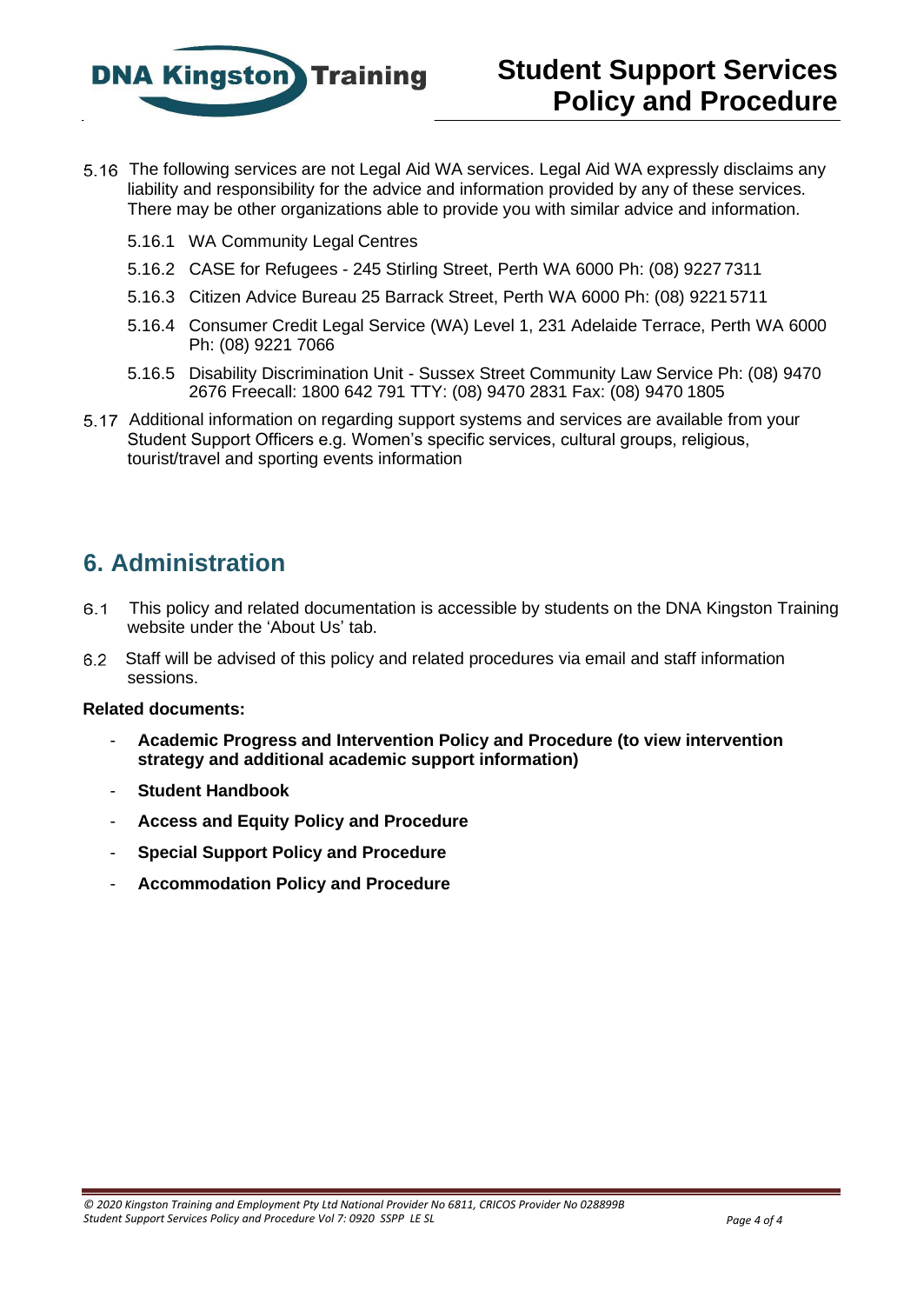5.16 The following services are not Legal Aid WA services. Legal Aid WA expressly disclaims any liability and responsibility for the advice and information provided by any of these services. There may be other organizations able to provide you with similar advice and information.

- 5.16.1 WA Community Legal Centres
- 5.16.2 CASE for Refugees - 245 Stirling Street, Perth WA 6000 Ph: (08) 9227 7311
- 5.16.3 Citizen Advice Bureau 25 Barrack Street, Perth WA 6000 Ph: (08) 9221 5711
- 5.16.4 Consumer Credit Legal Service (WA) Level 1, 231 Adelaide Terrace, Perth WA 6000 Ph: (08) 9221 7066
- 5.16.5 Disability Discrimination Unit - Sussex Street Community Law Service Ph: (08) 9470 2676 Freecall: 1800 642 791 TTY: (08) 9470 2831 Fax: (08) 9470 1805

5.17 Additional information on regarding support systems and services are available from your Student Support Officers e.g. Women's specific services, cultural groups, religious, tourist/travel and sporting events information

## 6. Administration

6.1 This policy and related documentation is accessible by students on the DNA Kingston Training website under the 'About Us' tab.

6.2 Staff will be advised of this policy and related procedures via email and staff information sessions.

**Related documents:**

- **Academic Progress and Intervention Policy and Procedure (to view intervention strategy and additional academic support information)**
- **Student Handbook**
- **Access and Equity Policy and Procedure**
- **Special Support Policy and Procedure**
- **Accommodation Policy and Procedure**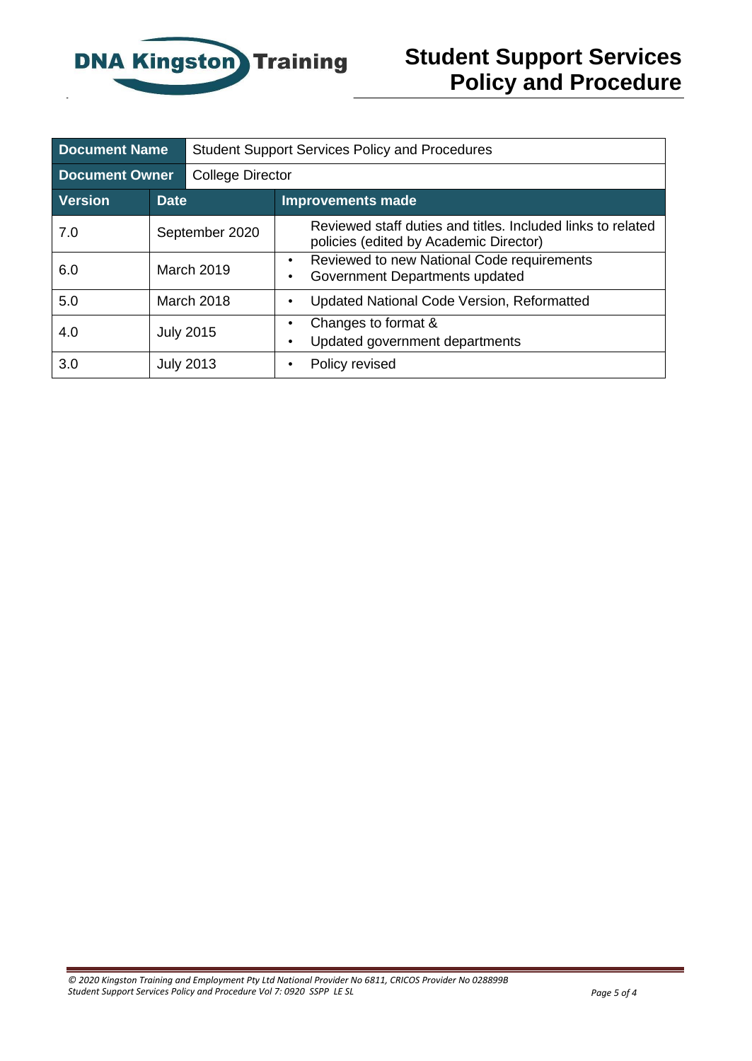| Document Name | Student Support Services Policy and Procedures |
| --- | --- |
| Document Owner | College Director |

| Version | Date | Improvements made |
| --- | --- | --- |
| 7.0 | September 2020 | Reviewed staff duties and titles. Included links to related policies (edited by Academic Director) |
| 6.0 | March 2019 | • Reviewed to new National Code requirements<br>• Government Departments updated |
| 5.0 | March 2018 | • Updated National Code Version, Reformatted |
| 4.0 | July 2015 | • Changes to format &<br>• Updated government departments |
| 3.0 | July 2013 | • Policy revised |